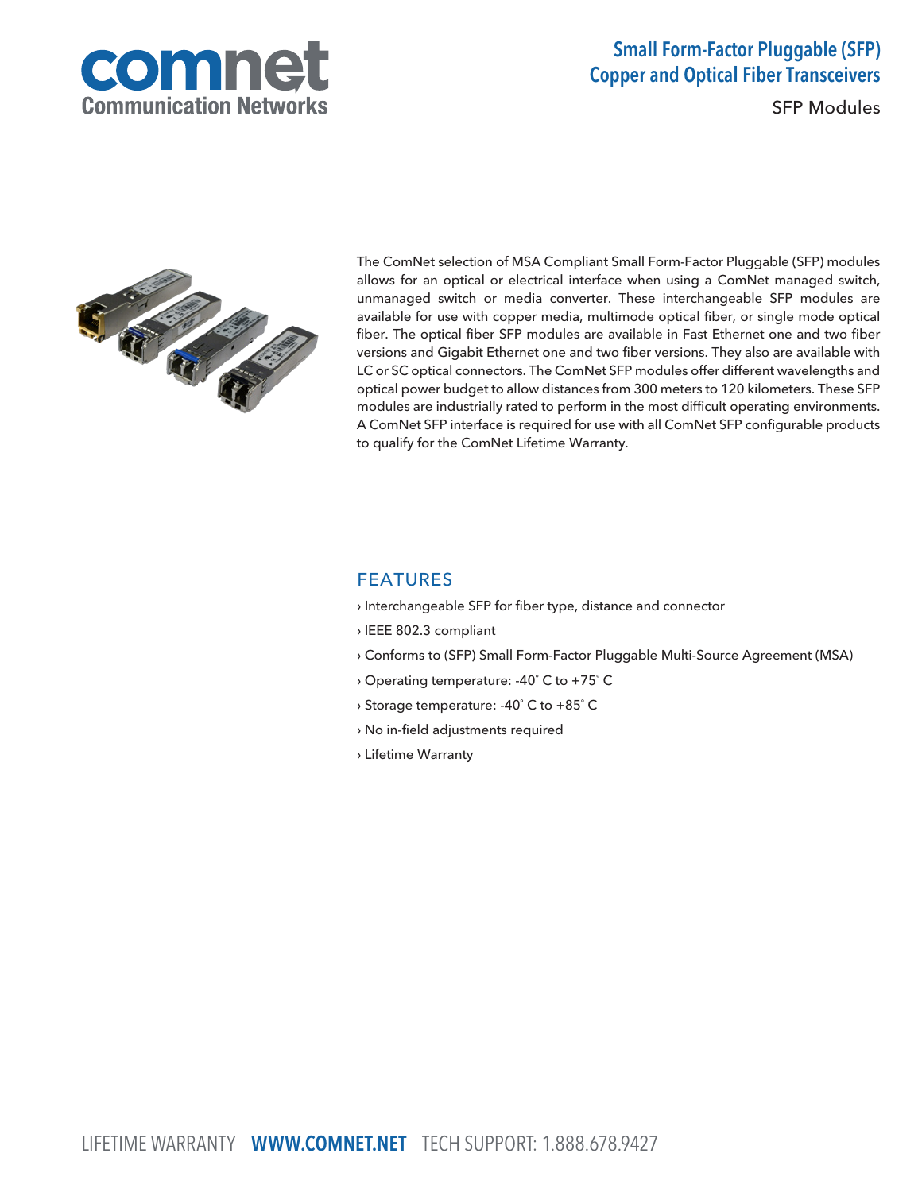# Small Form-Factor Pluggable (SFP) Copper and Optical Fiber Transceivers

SFP Modules

The ComNet selection of MSA Compliant Small Form-Factor Pluggable (SFP) modules allows for an optical or electrical interface when using a ComNet managed switch, unmanaged switch or media converter. These interchangeable SFP modules are available for use with copper media, multimode optical fiber, or single mode optical fiber. The optical fiber SFP modules are available in Fast Ethernet one and two fiber versions and Gigabit Ethernet one and two fiber versions. They also are available with LC or SC optical connectors. The ComNet SFP modules offer different wavelengths and optical power budget to allow distances from 300 meters to 120 kilometers. These SFP modules are industrially rated to perform in the most difficult operating environments. A ComNet SFP interface is required for use with all ComNet SFP configurable products to qualify for the ComNet Lifetime Warranty.

## FEATURES

› Interchangeable SFP for fiber type, distance and connector

› IEEE 802.3 compliant

› Conforms to (SFP) Small Form-Factor Pluggable Multi-Source Agreement (MSA)

› Operating temperature: -40˚ C to +75˚ C

› Storage temperature: -40˚ C to +85˚ C

› No in-field adjustments required

› Lifetime Warranty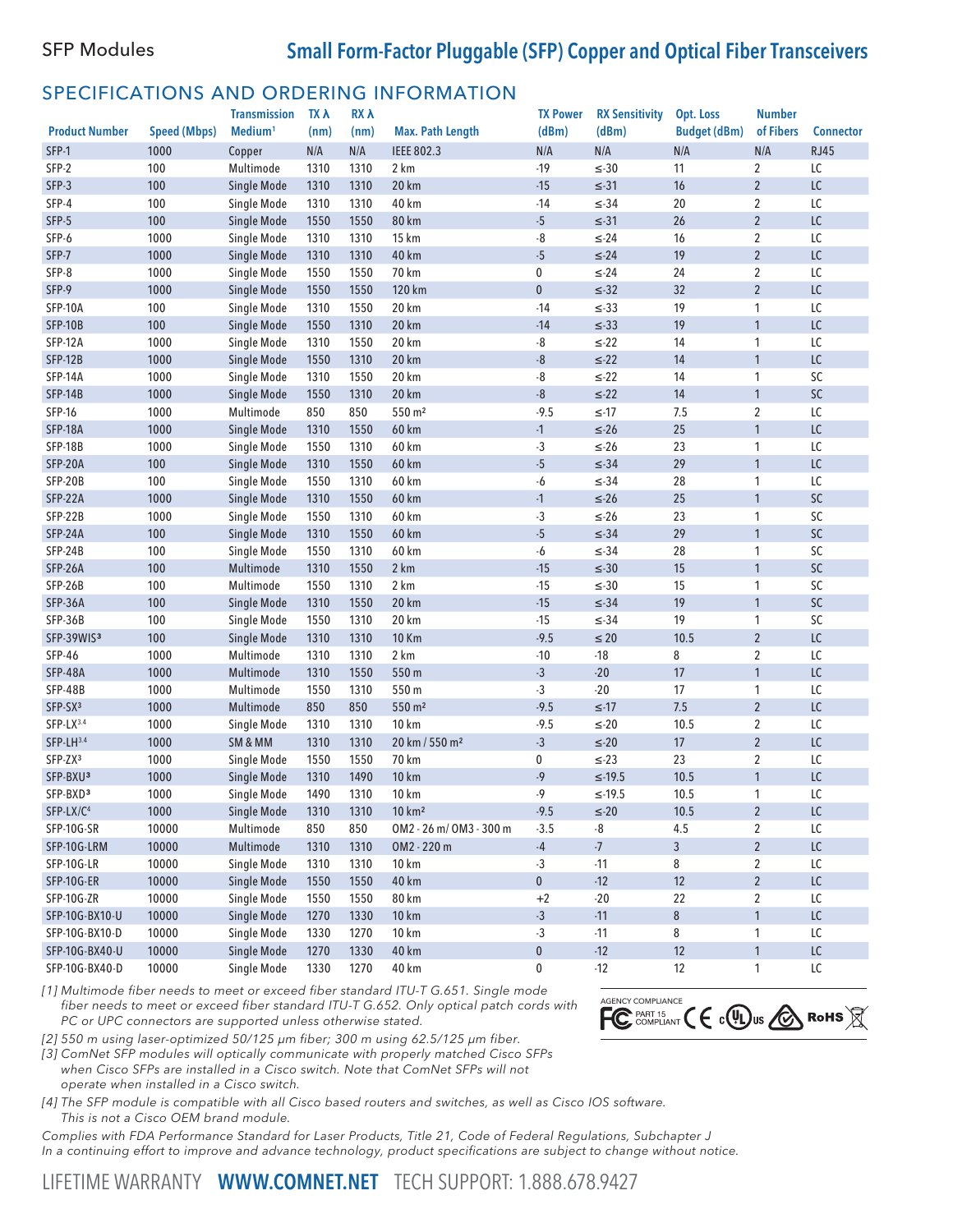SFP Modules

# Small Form-Factor Pluggable (SFP) Copper and Optical Fiber Transceivers

## SPECIFICATIONS AND ORDERING INFORMATION

| Product Number | Speed (Mbps) | Transmission Medium[1] | TX λ (nm) | RX λ (nm) | Max. Path Length | TX Power (dBm) | RX Sensitivity (dBm) | Opt. Loss Budget (dBm) | Number of Fibers | Connector |
|---|---|---|---|---|---|---|---|---|---|---|
| SFP-1 | 1000 | Copper | N/A | N/A | IEEE 802.3 | N/A | N/A | N/A | N/A | RJ45 |
| SFP-2 | 100 | Multimode | 1310 | 1310 | 2 km | -19 | ≤-30 | 11 | 2 | LC |
| SFP-3 | 100 | Single Mode | 1310 | 1310 | 20 km | -15 | ≤-31 | 16 | 2 | LC |
| SFP-4 | 100 | Single Mode | 1310 | 1310 | 40 km | -14 | ≤-34 | 20 | 2 | LC |
| SFP-5 | 100 | Single Mode | 1550 | 1550 | 80 km | -5 | ≤-31 | 26 | 2 | LC |
| SFP-6 | 1000 | Single Mode | 1310 | 1310 | 15 km | -8 | ≤-24 | 16 | 2 | LC |
| SFP-7 | 1000 | Single Mode | 1310 | 1310 | 40 km | -5 | ≤-24 | 19 | 2 | LC |
| SFP-8 | 1000 | Single Mode | 1550 | 1550 | 70 km | 0 | ≤-24 | 24 | 2 | LC |
| SFP-9 | 1000 | Single Mode | 1550 | 1550 | 120 km | 0 | ≤-32 | 32 | 2 | LC |
| SFP-10A | 100 | Single Mode | 1310 | 1550 | 20 km | -14 | ≤-33 | 19 | 1 | LC |
| SFP-10B | 100 | Single Mode | 1550 | 1310 | 20 km | -14 | ≤-33 | 19 | 1 | LC |
| SFP-12A | 1000 | Single Mode | 1310 | 1550 | 20 km | -8 | ≤-22 | 14 | 1 | LC |
| SFP-12B | 1000 | Single Mode | 1550 | 1310 | 20 km | -8 | ≤-22 | 14 | 1 | LC |
| SFP-14A | 1000 | Single Mode | 1310 | 1550 | 20 km | -8 | ≤-22 | 14 | 1 | SC |
| SFP-14B | 1000 | Single Mode | 1550 | 1310 | 20 km | -8 | ≤-22 | 14 | 1 | SC |
| SFP-16 | 1000 | Multimode | 850 | 850 | 550 m[2] | -9.5 | ≤-17 | 7.5 | 2 | LC |
| SFP-18A | 1000 | Single Mode | 1310 | 1550 | 60 km | -1 | ≤-26 | 25 | 1 | LC |
| SFP-18B | 1000 | Single Mode | 1550 | 1310 | 60 km | -3 | ≤-26 | 23 | 1 | LC |
| SFP-20A | 100 | Single Mode | 1310 | 1550 | 60 km | -5 | ≤-34 | 29 | 1 | LC |
| SFP-20B | 100 | Single Mode | 1550 | 1310 | 60 km | -6 | ≤-34 | 28 | 1 | LC |
| SFP-22A | 1000 | Single Mode | 1310 | 1550 | 60 km | -1 | ≤-26 | 25 | 1 | SC |
| SFP-22B | 1000 | Single Mode | 1550 | 1310 | 60 km | -3 | ≤-26 | 23 | 1 | SC |
| SFP-24A | 100 | Single Mode | 1310 | 1550 | 60 km | -5 | ≤-34 | 29 | 1 | SC |
| SFP-24B | 100 | Single Mode | 1550 | 1310 | 60 km | -6 | ≤-34 | 28 | 1 | SC |
| SFP-26A | 100 | Multimode | 1310 | 1550 | 2 km | -15 | ≤-30 | 15 | 1 | SC |
| SFP-26B | 100 | Multimode | 1550 | 1310 | 2 km | -15 | ≤-30 | 15 | 1 | SC |
| SFP-36A | 100 | Single Mode | 1310 | 1550 | 20 km | -15 | ≤-34 | 19 | 1 | SC |
| SFP-36B | 100 | Single Mode | 1550 | 1310 | 20 km | -15 | ≤-34 | 19 | 1 | SC |
| SFP-39WIS[3] | 100 | Single Mode | 1310 | 1310 | 10 Km | -9.5 | ≤ 20 | 10.5 | 2 | LC |
| SFP-46 | 1000 | Multimode | 1310 | 1310 | 2 km | -10 | -18 | 8 | 2 | LC |
| SFP-48A | 1000 | Multimode | 1310 | 1550 | 550 m | -3 | -20 | 17 | 1 | LC |
| SFP-48B | 1000 | Multimode | 1550 | 1310 | 550 m | -3 | -20 | 17 | 1 | LC |
| SFP-SX[3] | 1000 | Multimode | 850 | 850 | 550 m[2] | -9.5 | ≤-17 | 7.5 | 2 | LC |
| SFP-LX[3,4] | 1000 | Single Mode | 1310 | 1310 | 10 km | -9.5 | ≤-20 | 10.5 | 2 | LC |
| SFP-LH[3,4] | 1000 | SM & MM | 1310 | 1310 | 20 km / 550 m[2] | -3 | ≤-20 | 17 | 2 | LC |
| SFP-ZX[3] | 1000 | Single Mode | 1550 | 1550 | 70 km | 0 | ≤-23 | 23 | 2 | LC |
| SFP-BXU[3] | 1000 | Single Mode | 1310 | 1490 | 10 km | -9 | ≤-19.5 | 10.5 | 1 | LC |
| SFP-BXD[3] | 1000 | Single Mode | 1490 | 1310 | 10 km | -9 | ≤-19.5 | 10.5 | 1 | LC |
| SFP-LX/C[4] | 1000 | Single Mode | 1310 | 1310 | 10 km[2] | -9.5 | ≤-20 | 10.5 | 2 | LC |
| SFP-10G-SR | 10000 | Multimode | 850 | 850 | OM2 - 26 m/ OM3 - 300 m | -3.5 | -8 | 4.5 | 2 | LC |
| SFP-10G-LRM | 10000 | Multimode | 1310 | 1310 | OM2 - 220 m | -4 | -7 | 3 | 2 | LC |
| SFP-10G-LR | 10000 | Single Mode | 1310 | 1310 | 10 km | -3 | -11 | 8 | 2 | LC |
| SFP-10G-ER | 10000 | Single Mode | 1550 | 1550 | 40 km | 0 | -12 | 12 | 2 | LC |
| SFP-10G-ZR | 10000 | Single Mode | 1550 | 1550 | 80 km | +2 | -20 | 22 | 2 | LC |
| SFP-10G-BX10-U | 10000 | Single Mode | 1270 | 1330 | 10 km | -3 | -11 | 8 | 1 | LC |
| SFP-10G-BX10-D | 10000 | Single Mode | 1330 | 1270 | 10 km | -3 | -11 | 8 | 1 | LC |
| SFP-10G-BX40-U | 10000 | Single Mode | 1270 | 1330 | 40 km | 0 | -12 | 12 | 1 | LC |
| SFP-10G-BX40-D | 10000 | Single Mode | 1330 | 1270 | 40 km | 0 | -12 | 12 | 1 | LC |

*[1] Multimode fiber needs to meet or exceed fiber standard ITU-T G.651. Single mode fiber needs to meet or exceed fiber standard ITU-T G.652. Only optical patch cords with PC or UPC connectors are supported unless otherwise stated.*

*[2] 550 m using laser-optimized 50/125 μm fiber; 300 m using 62.5/125 μm fiber.*

*[3] ComNet SFP modules will optically communicate with properly matched Cisco SFPs when Cisco SFPs are installed in a Cisco switch. Note that ComNet SFPs will not operate when installed in a Cisco switch.*

*[4] The SFP module is compatible with all Cisco based routers and switches, as well as Cisco IOS software. This is not a Cisco OEM brand module.*

AGENCY COMPLIANCE: FC PART 15 COMPLIANT, CE, cULus, RoHS

*Complies with FDA Performance Standard for Laser Products, Title 21, Code of Federal Regulations, Subchapter J*

*In a continuing effort to improve and advance technology, product specifications are subject to change without notice.*

LIFETIME WARRANTY **WWW.COMNET.NET** TECH SUPPORT: 1.888.678.9427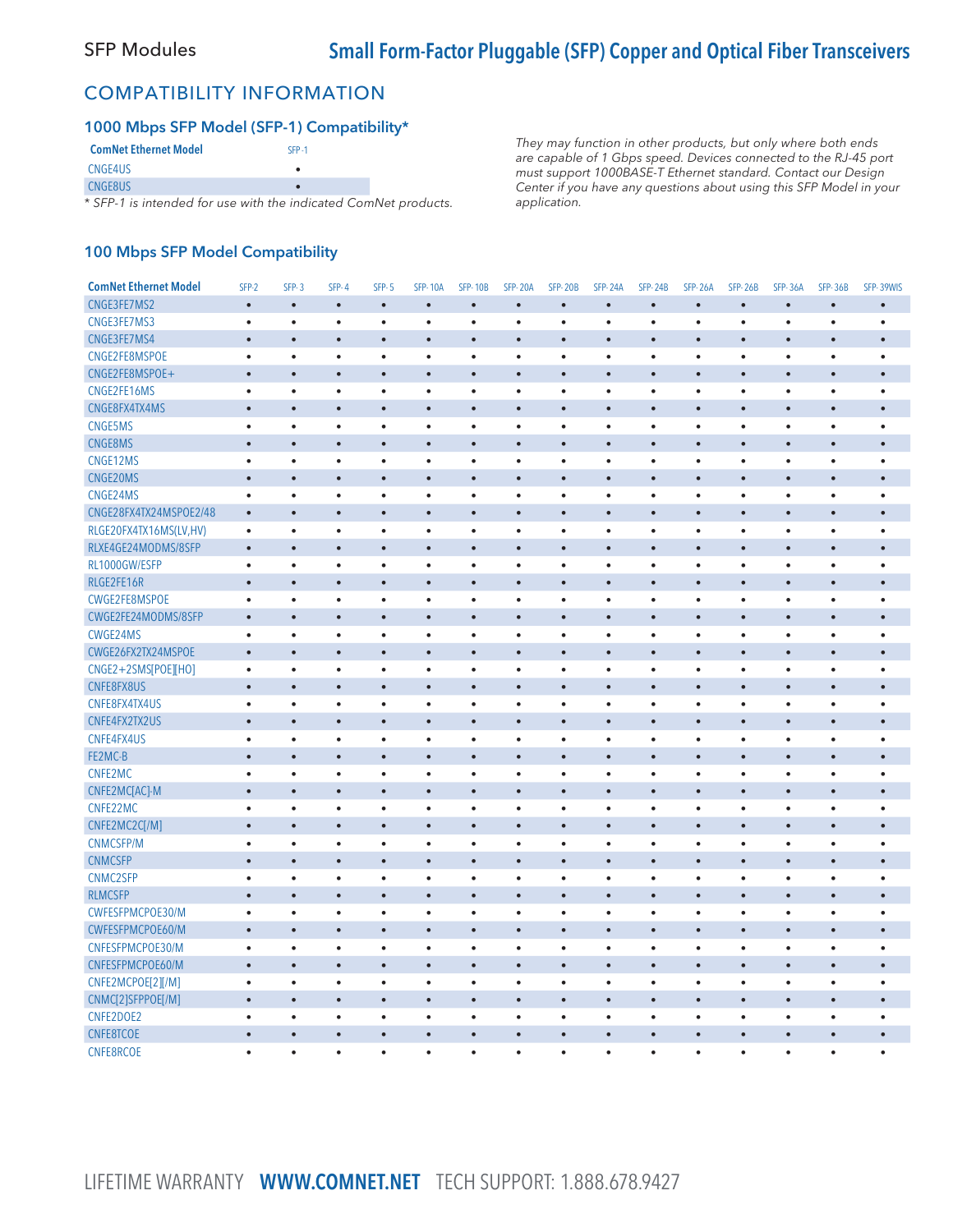## SFP Modules

# Small Form-Factor Pluggable (SFP) Copper and Optical Fiber Transceivers

## COMPATIBILITY INFORMATION

### 1000 Mbps SFP Model (SFP-1) Compatibility*

| ComNet Ethernet Model | SFP-1 |
|---|---|
| CNGE4US | • |
| CNGE8US | • |

* SFP-1 is intended for use with the indicated ComNet products.

*They may function in other products, but only where both ends are capable of 1 Gbps speed. Devices connected to the RJ-45 port must support 1000BASE-T Ethernet standard. Contact our Design Center if you have any questions about using this SFP Model in your application.*

### 100 Mbps SFP Model Compatibility

| ComNet Ethernet Model | SFP-2 | SFP-3 | SFP-4 | SFP-5 | SFP-10A | SFP-10B | SFP-20A | SFP-20B | SFP-24A | SFP-24B | SFP-26A | SFP-26B | SFP-36A | SFP-36B | SFP-39WIS |
|---|---|---|---|---|---|---|---|---|---|---|---|---|---|---|---|
| CNGE3FE7MS2 | • | • | • | • | • | • | • | • | • | • | • | • | • | • | • |
| CNGE3FE7MS3 | • | • | • | • | • | • | • | • | • | • | • | • | • | • | • |
| CNGE3FE7MS4 | • | • | • | • | • | • | • | • | • | • | • | • | • | • | • |
| CNGE2FE8MSPOE | • | • | • | • | • | • | • | • | • | • | • | • | • | • | • |
| CNGE2FE8MSPOE+ | • | • | • | • | • | • | • | • | • | • | • | • | • | • | • |
| CNGE2FE16MS | • | • | • | • | • | • | • | • | • | • | • | • | • | • | • |
| CNGE8FX4TX4MS | • | • | • | • | • | • | • | • | • | • | • | • | • | • | • |
| CNGE5MS | • | • | • | • | • | • | • | • | • | • | • | • | • | • | • |
| CNGE8MS | • | • | • | • | • | • | • | • | • | • | • | • | • | • | • |
| CNGE12MS | • | • | • | • | • | • | • | • | • | • | • | • | • | • | • |
| CNGE20MS | • | • | • | • | • | • | • | • | • | • | • | • | • | • | • |
| CNGE24MS | • | • | • | • | • | • | • | • | • | • | • | • | • | • | • |
| CNGE28FX4TX24MSPOE2/48 | • | • | • | • | • | • | • | • | • | • | • | • | • | • | • |
| RLGE20FX4TX16MS(LV,HV) | • | • | • | • | • | • | • | • | • | • | • | • | • | • | • |
| RLXE4GE24MODMS/8SFP | • | • | • | • | • | • | • | • | • | • | • | • | • | • | • |
| RL1000GW/ESFP | • | • | • | • | • | • | • | • | • | • | • | • | • | • | • |
| RLGE2FE16R | • | • | • | • | • | • | • | • | • | • | • | • | • | • | • |
| CWGE2FE8MSPOE | • | • | • | • | • | • | • | • | • | • | • | • | • | • | • |
| CWGE2FE24MODMS/8SFP | • | • | • | • | • | • | • | • | • | • | • | • | • | • | • |
| CWGE24MS | • | • | • | • | • | • | • | • | • | • | • | • | • | • | • |
| CWGE26FX2TX24MSPOE | • | • | • | • | • | • | • | • | • | • | • | • | • | • | • |
| CNGE2+2SMS[POE][HO] | • | • | • | • | • | • | • | • | • | • | • | • | • | • | • |
| CNFE8FX8US | • | • | • | • | • | • | • | • | • | • | • | • | • | • | • |
| CNFE8FX4TX4US | • | • | • | • | • | • | • | • | • | • | • | • | • | • | • |
| CNFE4FX2TX2US | • | • | • | • | • | • | • | • | • | • | • | • | • | • | • |
| CNFE4FX4US | • | • | • | • | • | • | • | • | • | • | • | • | • | • | • |
| FE2MC-B | • | • | • | • | • | • | • | • | • | • | • | • | • | • | • |
| CNFE2MC | • | • | • | • | • | • | • | • | • | • | • | • | • | • | • |
| CNFE2MC[AC]-M | • | • | • | • | • | • | • | • | • | • | • | • | • | • | • |
| CNFE22MC | • | • | • | • | • | • | • | • | • | • | • | • | • | • | • |
| CNFE2MC2C[/M] | • | • | • | • | • | • | • | • | • | • | • | • | • | • | • |
| CNMCSFP/M | • | • | • | • | • | • | • | • | • | • | • | • | • | • | • |
| CNMCSFP | • | • | • | • | • | • | • | • | • | • | • | • | • | • | • |
| CNMC2SFP | • | • | • | • | • | • | • | • | • | • | • | • | • | • | • |
| RLMCSFP | • | • | • | • | • | • | • | • | • | • | • | • | • | • | • |
| CWFESFPMCPOE30/M | • | • | • | • | • | • | • | • | • | • | • | • | • | • | • |
| CWFESFPMCPOE60/M | • | • | • | • | • | • | • | • | • | • | • | • | • | • | • |
| CNFESFPMCPOE30/M | • | • | • | • | • | • | • | • | • | • | • | • | • | • | • |
| CNFESFPMCPOE60/M | • | • | • | • | • | • | • | • | • | • | • | • | • | • | • |
| CNFE2MCPOE[2][/M] | • | • | • | • | • | • | • | • | • | • | • | • | • | • | • |
| CNMC[2]SFPPOE[/M] | • | • | • | • | • | • | • | • | • | • | • | • | • | • | • |
| CNFE2DOE2 | • | • | • | • | • | • | • | • | • | • | • | • | • | • | • |
| CNFE8TCOE | • | • | • | • | • | • | • | • | • | • | • | • | • | • | • |
| CNFE8RCOE | • | • | • | • | • | • | • | • | • | • | • | • | • | • | • |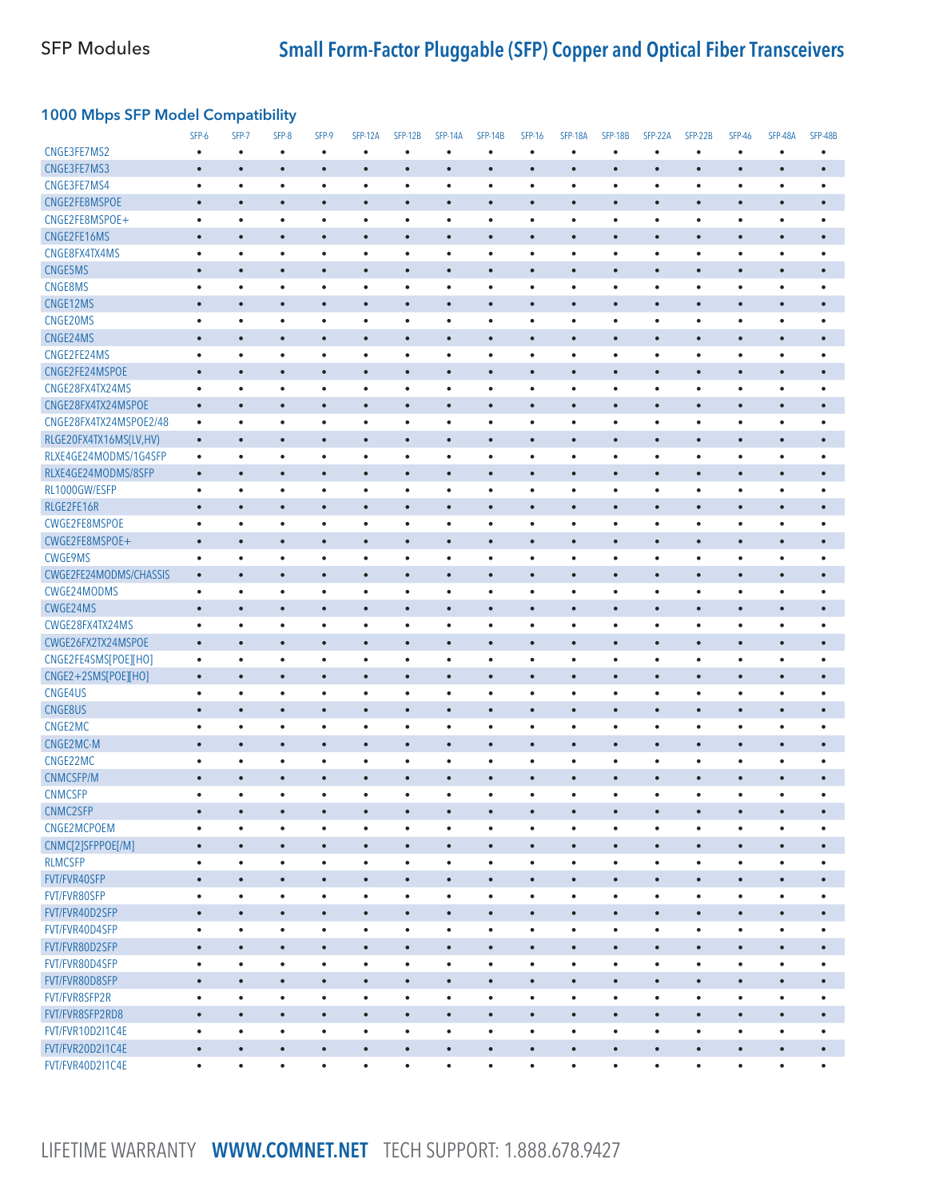SFP Modules

## Small Form-Factor Pluggable (SFP) Copper and Optical Fiber Transceivers

### 1000 Mbps SFP Model Compatibility

| | SFP-6 | SFP-7 | SFP-8 | SFP-9 | SFP-12A | SFP-12B | SFP-14A | SFP-14B | SFP-16 | SFP-18A | SFP-18B | SFP-22A | SFP-22B | SFP-46 | SFP-48A | SFP-48B |
|---|---|---|---|---|---|---|---|---|---|---|---|---|---|---|---|---|
| CNGE3FE7MS2 | • | • | • | • | • | • | • | • | • | • | • | • | • | • | • | • |
| CNGE3FE7MS3 | • | • | • | • | • | • | • | • | • | • | • | • | • | • | • | • |
| CNGE3FE7MS4 | • | • | • | • | • | • | • | • | • | • | • | • | • | • | • | • |
| CNGE2FE8MSPOE | • | • | • | • | • | • | • | • | • | • | • | • | • | • | • | • |
| CNGE2FE8MSPOE+ | • | • | • | • | • | • | • | • | • | • | • | • | • | • | • | • |
| CNGE2FE16MS | • | • | • | • | • | • | • | • | • | • | • | • | • | • | • | • |
| CNGE8FX4TX4MS | • | • | • | • | • | • | • | • | • | • | • | • | • | • | • | • |
| CNGE5MS | • | • | • | • | • | • | • | • | • | • | • | • | • | • | • | • |
| CNGE8MS | • | • | • | • | • | • | • | • | • | • | • | • | • | • | • | • |
| CNGE12MS | • | • | • | • | • | • | • | • | • | • | • | • | • | • | • | • |
| CNGE20MS | • | • | • | • | • | • | • | • | • | • | • | • | • | • | • | • |
| CNGE24MS | • | • | • | • | • | • | • | • | • | • | • | • | • | • | • | • |
| CNGE2FE24MS | • | • | • | • | • | • | • | • | • | • | • | • | • | • | • | • |
| CNGE2FE24MSPOE | • | • | • | • | • | • | • | • | • | • | • | • | • | • | • | • |
| CNGE28FX4TX24MS | • | • | • | • | • | • | • | • | • | • | • | • | • | • | • | • |
| CNGE28FX4TX24MSPOE | • | • | • | • | • | • | • | • | • | • | • | • | • | • | • | • |
| CNGE28FX4TX24MSPOE2/48 | • | • | • | • | • | • | • | • | • | • | • | • | • | • | • | • |
| RLGE20FX4TX16MS(LV,HV) | • | • | • | • | • | • | • | • | • | • | • | • | • | • | • | • |
| RLXE4GE24MODMS/1G4SFP | • | • | • | • | • | • | • | • | • | • | • | • | • | • | • | • |
| RLXE4GE24MODMS/8SFP | • | • | • | • | • | • | • | • | • | • | • | • | • | • | • | • |
| RL1000GW/ESFP | • | • | • | • | • | • | • | • | • | • | • | • | • | • | • | • |
| RLGE2FE16R | • | • | • | • | • | • | • | • | • | • | • | • | • | • | • | • |
| CWGE2FE8MSPOE | • | • | • | • | • | • | • | • | • | • | • | • | • | • | • | • |
| CWGE2FE8MSPOE+ | • | • | • | • | • | • | • | • | • | • | • | • | • | • | • | • |
| CWGE9MS | • | • | • | • | • | • | • | • | • | • | • | • | • | • | • | • |
| CWGE2FE24MODMS/CHASSIS | • | • | • | • | • | • | • | • | • | • | • | • | • | • | • | • |
| CWGE24MODMS | • | • | • | • | • | • | • | • | • | • | • | • | • | • | • | • |
| CWGE24MS | • | • | • | • | • | • | • | • | • | • | • | • | • | • | • | • |
| CWGE28FX4TX24MS | • | • | • | • | • | • | • | • | • | • | • | • | • | • | • | • |
| CWGE26FX2TX24MSPOE | • | • | • | • | • | • | • | • | • | • | • | • | • | • | • | • |
| CNGE2FE4SMS[POE][HO] | • | • | • | • | • | • | • | • | • | • | • | • | • | • | • | • |
| CNGE2+2SMS[POE][HO] | • | • | • | • | • | • | • | • | • | • | • | • | • | • | • | • |
| CNGE4US | • | • | • | • | • | • | • | • | • | • | • | • | • | • | • | • |
| CNGE8US | • | • | • | • | • | • | • | • | • | • | • | • | • | • | • | • |
| CNGE2MC | • | • | • | • | • | • | • | • | • | • | • | • | • | • | • | • |
| CNGE2MC-M | • | • | • | • | • | • | • | • | • | • | • | • | • | • | • | • |
| CNGE22MC | • | • | • | • | • | • | • | • | • | • | • | • | • | • | • | • |
| CNMCSFP/M | • | • | • | • | • | • | • | • | • | • | • | • | • | • | • | • |
| CNMCSFP | • | • | • | • | • | • | • | • | • | • | • | • | • | • | • | • |
| CNMC2SFP | • | • | • | • | • | • | • | • | • | • | • | • | • | • | • | • |
| CNGE2MCPOEM | • | • | • | • | • | • | • | • | • | • | • | • | • | • | • | • |
| CNMC[2]SFPPOE[/M] | • | • | • | • | • | • | • | • | • | • | • | • | • | • | • | • |
| RLMCSFP | • | • | • | • | • | • | • | • | • | • | • | • | • | • | • | • |
| FVT/FVR40SFP | • | • | • | • | • | • | • | • | • | • | • | • | • | • | • | • |
| FVT/FVR80SFP | • | • | • | • | • | • | • | • | • | • | • | • | • | • | • | • |
| FVT/FVR40D2SFP | • | • | • | • | • | • | • | • | • | • | • | • | • | • | • | • |
| FVT/FVR40D4SFP | • | • | • | • | • | • | • | • | • | • | • | • | • | • | • | • |
| FVT/FVR80D2SFP | • | • | • | • | • | • | • | • | • | • | • | • | • | • | • | • |
| FVT/FVR80D4SFP | • | • | • | • | • | • | • | • | • | • | • | • | • | • | • | • |
| FVT/FVR80D8SFP | • | • | • | • | • | • | • | • | • | • | • | • | • | • | • | • |
| FVT/FVR8SFP2R | • | • | • | • | • | • | • | • | • | • | • | • | • | • | • | • |
| FVT/FVR8SFP2RD8 | • | • | • | • | • | • | • | • | • | • | • | • | • | • | • | • |
| FVT/FVR10D2I1C4E | • | • | • | • | • | • | • | • | • | • | • | • | • | • | • | • |
| FVT/FVR20D2I1C4E | • | • | • | • | • | • | • | • | • | • | • | • | • | • | • | • |
| FVT/FVR40D2I1C4E | • | • | • | • | • | • | • | • | • | • | • | • | • | • | • | • |

LIFETIME WARRANTY **WWW.COMNET.NET** TECH SUPPORT: 1.888.678.9427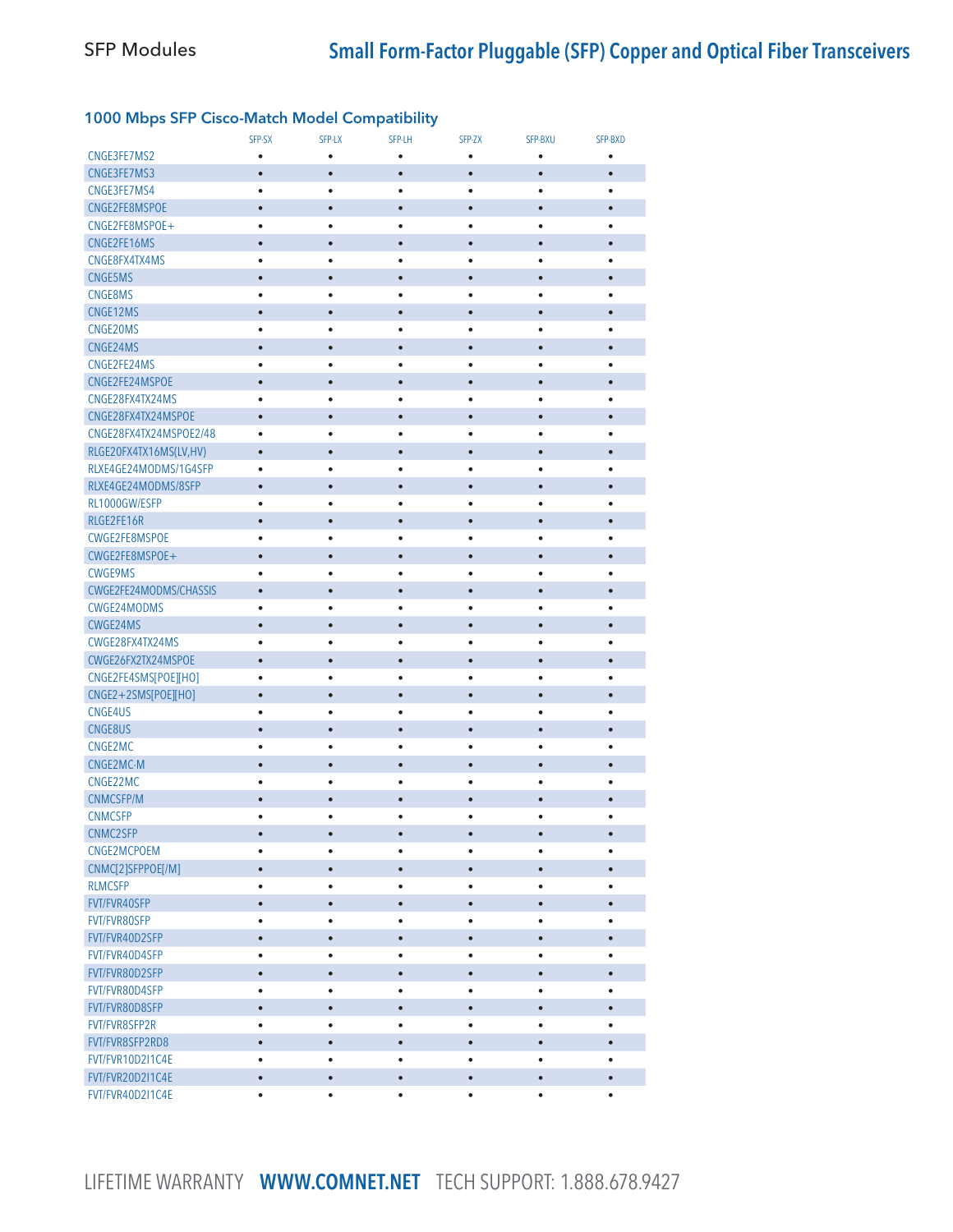### 1000 Mbps SFP Cisco-Match Model Compatibility

| | SFP-SX | SFP-LX | SFP-LH | SFP-ZX | SFP-BXU | SFP-BXD |
|---|---|---|---|---|---|---|
| CNGE3FE7MS2 | • | • | • | • | • | • |
| CNGE3FE7MS3 | • | • | • | • | • | • |
| CNGE3FE7MS4 | • | • | • | • | • | • |
| CNGE2FE8MSPOE | • | • | • | • | • | • |
| CNGE2FE8MSPOE+ | • | • | • | • | • | • |
| CNGE2FE16MS | • | • | • | • | • | • |
| CNGE8FX4TX4MS | • | • | • | • | • | • |
| CNGE5MS | • | • | • | • | • | • |
| CNGE8MS | • | • | • | • | • | • |
| CNGE12MS | • | • | • | • | • | • |
| CNGE20MS | • | • | • | • | • | • |
| CNGE24MS | • | • | • | • | • | • |
| CNGE2FE24MS | • | • | • | • | • | • |
| CNGE2FE24MSPOE | • | • | • | • | • | • |
| CNGE28FX4TX24MS | • | • | • | • | • | • |
| CNGE28FX4TX24MSPOE | • | • | • | • | • | • |
| CNGE28FX4TX24MSPOE2/48 | • | • | • | • | • | • |
| RLGE20FX4TX16MS(LV,HV) | • | • | • | • | • | • |
| RLXE4GE24MODMS/1G4SFP | • | • | • | • | • | • |
| RLXE4GE24MODMS/8SFP | • | • | • | • | • | • |
| RL1000GW/ESFP | • | • | • | • | • | • |
| RLGE2FE16R | • | • | • | • | • | • |
| CWGE2FE8MSPOE | • | • | • | • | • | • |
| CWGE2FE8MSPOE+ | • | • | • | • | • | • |
| CWGE9MS | • | • | • | • | • | • |
| CWGE2FE24MODMS/CHASSIS | • | • | • | • | • | • |
| CWGE24MODMS | • | • | • | • | • | • |
| CWGE24MS | • | • | • | • | • | • |
| CWGE28FX4TX24MS | • | • | • | • | • | • |
| CWGE26FX2TX24MSPOE | • | • | • | • | • | • |
| CNGE2FE4SMS[POE][HO] | • | • | • | • | • | • |
| CNGE2+2SMS[POE][HO] | • | • | • | • | • | • |
| CNGE4US | • | • | • | • | • | • |
| CNGE8US | • | • | • | • | • | • |
| CNGE2MC | • | • | • | • | • | • |
| CNGE2MC-M | • | • | • | • | • | • |
| CNGE22MC | • | • | • | • | • | • |
| CNMCSFP/M | • | • | • | • | • | • |
| CNMCSFP | • | • | • | • | • | • |
| CNMC2SFP | • | • | • | • | • | • |
| CNGE2MCPOEM | • | • | • | • | • | • |
| CNMC[2]SFPPOE[/M] | • | • | • | • | • | • |
| RLMCSFP | • | • | • | • | • | • |
| FVT/FVR40SFP | • | • | • | • | • | • |
| FVT/FVR80SFP | • | • | • | • | • | • |
| FVT/FVR40D2SFP | • | • | • | • | • | • |
| FVT/FVR40D4SFP | • | • | • | • | • | • |
| FVT/FVR80D2SFP | • | • | • | • | • | • |
| FVT/FVR80D4SFP | • | • | • | • | • | • |
| FVT/FVR80D8SFP | • | • | • | • | • | • |
| FVT/FVR8SFP2R | • | • | • | • | • | • |
| FVT/FVR8SFP2RD8 | • | • | • | • | • | • |
| FVT/FVR10D2I1C4E | • | • | • | • | • | • |
| FVT/FVR20D2I1C4E | • | • | • | • | • | • |
| FVT/FVR40D2I1C4E | • | • | • | • | • | • |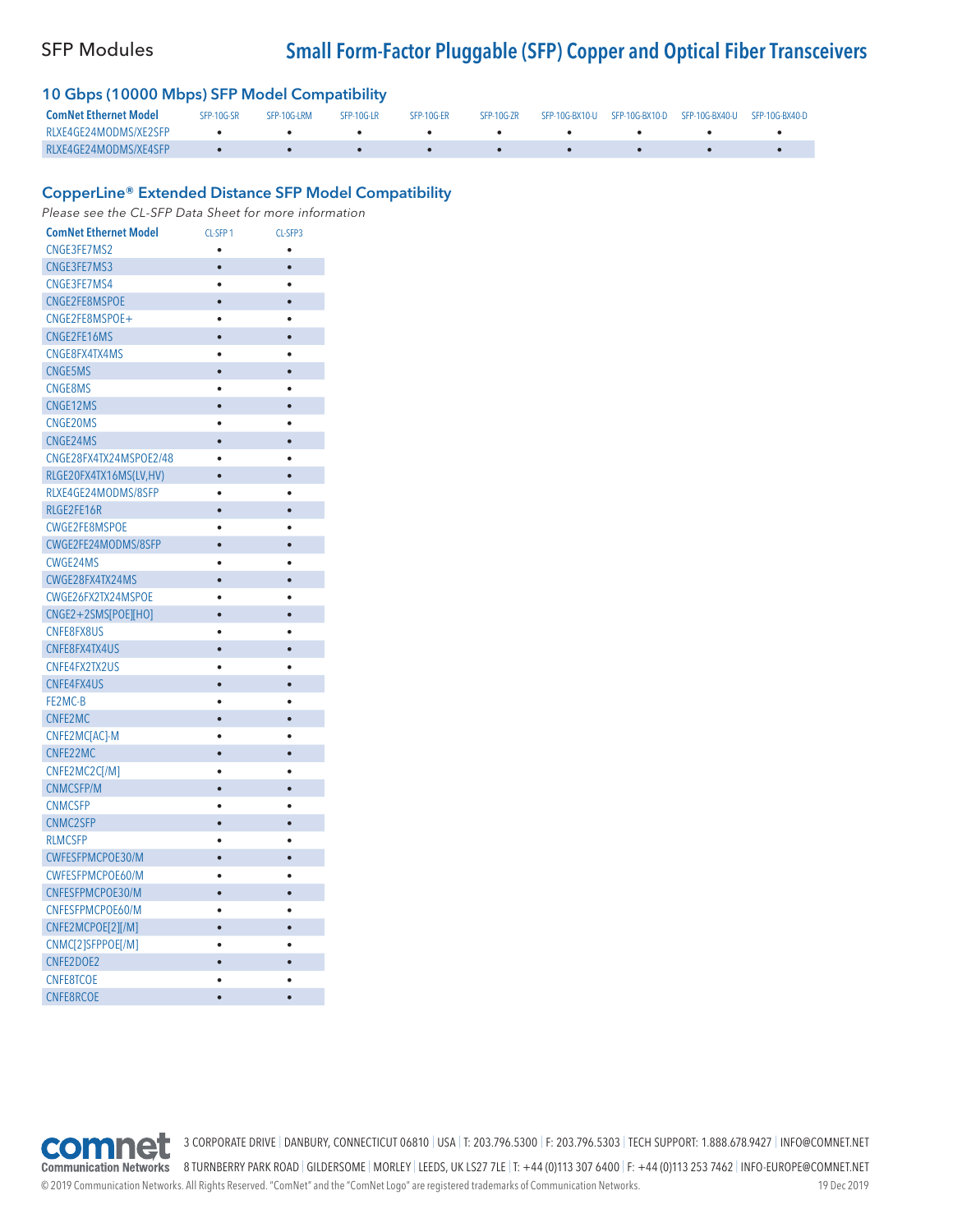# SFP Modules

## Small Form-Factor Pluggable (SFP) Copper and Optical Fiber Transceivers

### 10 Gbps (10000 Mbps) SFP Model Compatibility

| ComNet Ethernet Model | SFP-10G-SR | SFP-10G-LRM | SFP-10G-LR | SFP-10G-ER | SFP-10G-ZR | SFP-10G-BX10-U | SFP-10G-BX10-D | SFP-10G-BX40-U | SFP-10G-BX40-D |
|---|---|---|---|---|---|---|---|---|---|
| RLXE4GE24MODMS/XE2SFP | • | • | • | • | • | • | • | • | • |
| RLXE4GE24MODMS/XE4SFP | • | • | • | • | • | • | • | • | • |

### CopperLine® Extended Distance SFP Model Compatibility

*Please see the CL-SFP Data Sheet for more information*

| ComNet Ethernet Model | CL-SFP 1 | CL-SFP3 |
|---|---|---|
| CNGE3FE7MS2 | • | • |
| CNGE3FE7MS3 | • | • |
| CNGE3FE7MS4 | • | • |
| CNGE2FE8MSPOE | • | • |
| CNGE2FE8MSPOE+ | • | • |
| CNGE2FE16MS | • | • |
| CNGE8FX4TX4MS | • | • |
| CNGE5MS | • | • |
| CNGE8MS | • | • |
| CNGE12MS | • | • |
| CNGE20MS | • | • |
| CNGE24MS | • | • |
| CNGE28FX4TX24MSPOE2/48 | • | • |
| RLGE20FX4TX16MS(LV,HV) | • | • |
| RLXE4GE24MODMS/8SFP | • | • |
| RLGE2FE16R | • | • |
| CWGE2FE8MSPOE | • | • |
| CWGE2FE24MODMS/8SFP | • | • |
| CWGE24MS | • | • |
| CWGE28FX4TX24MS | • | • |
| CWGE26FX2TX24MSPOE | • | • |
| CNGE2+2SMS[POE][HO] | • | • |
| CNFE8FX8US | • | • |
| CNFE8FX4TX4US | • | • |
| CNFE4FX2TX2US | • | • |
| CNFE4FX4US | • | • |
| FE2MC-B | • | • |
| CNFE2MC | • | • |
| CNFE2MC[AC]-M | • | • |
| CNFE22MC | • | • |
| CNFE2MC2C[/M] | • | • |
| CNMCSFP/M | • | • |
| CNMCSFP | • | • |
| CNMC2SFP | • | • |
| RLMCSFP | • | • |
| CWFESFPMCPOE30/M | • | • |
| CWFESFPMCPOE60/M | • | • |
| CNFESFPMCPOE30/M | • | • |
| CNFESFPMCPOE60/M | • | • |
| CNFE2MCPOE[2][/M] | • | • |
| CNMC[2]SFPPOE[/M] | • | • |
| CNFE2DOE2 | • | • |
| CNFE8TCOE | • | • |
| CNFE8RCOE | • | • |

comnet Communication Networks

3 CORPORATE DRIVE | DANBURY, CONNECTICUT 06810 | USA | T: 203.796.5300 | F: 203.796.5303 | TECH SUPPORT: 1.888.678.9427 | INFO@COMNET.NET

8 TURNBERRY PARK ROAD | GILDERSOME | MORLEY | LEEDS, UK LS27 7LE | T: +44 (0)113 307 6400 | F: +44 (0)113 253 7462 | INFO-EUROPE@COMNET.NET

© 2019 Communication Networks. All Rights Reserved. "ComNet" and the "ComNet Logo" are registered trademarks of Communication Networks. 19 Dec 2019